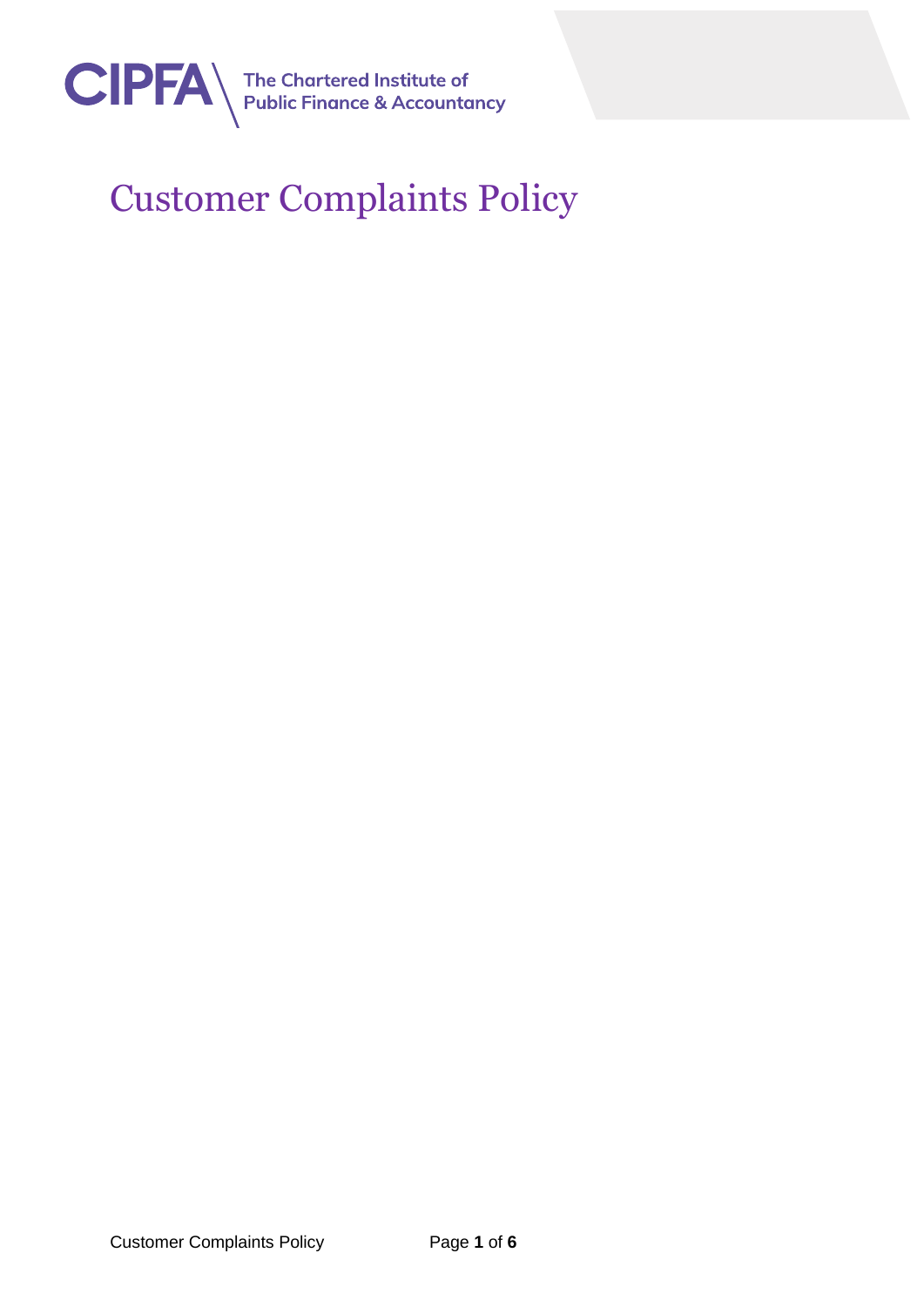CIPFA The Chartered Institute of Public Finance & Accountancy

# Customer Complaints Policy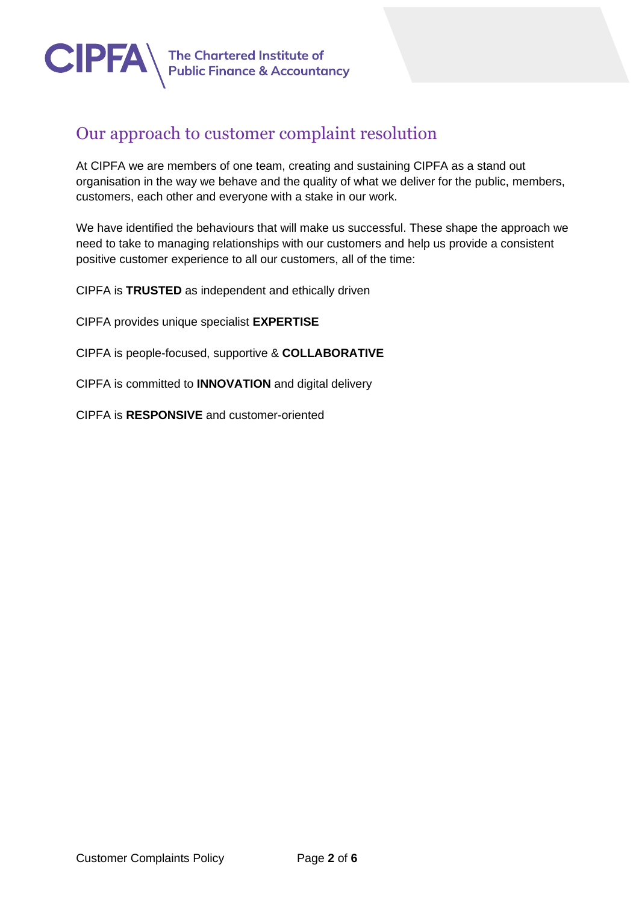## Our approach to customer complaint resolution

At CIPFA we are members of one team, creating and sustaining CIPFA as a stand out organisation in the way we behave and the quality of what we deliver for the public, members, customers, each other and everyone with a stake in our work.

We have identified the behaviours that will make us successful. These shape the approach we need to take to managing relationships with our customers and help us provide a consistent positive customer experience to all our customers, all of the time:

CIPFA is **TRUSTED** as independent and ethically driven

CIPFA provides unique specialist **EXPERTISE**

CIPFA is people-focused, supportive & **COLLABORATIVE**

CIPFA is committed to **INNOVATION** and digital delivery

CIPFA is **RESPONSIVE** and customer-oriented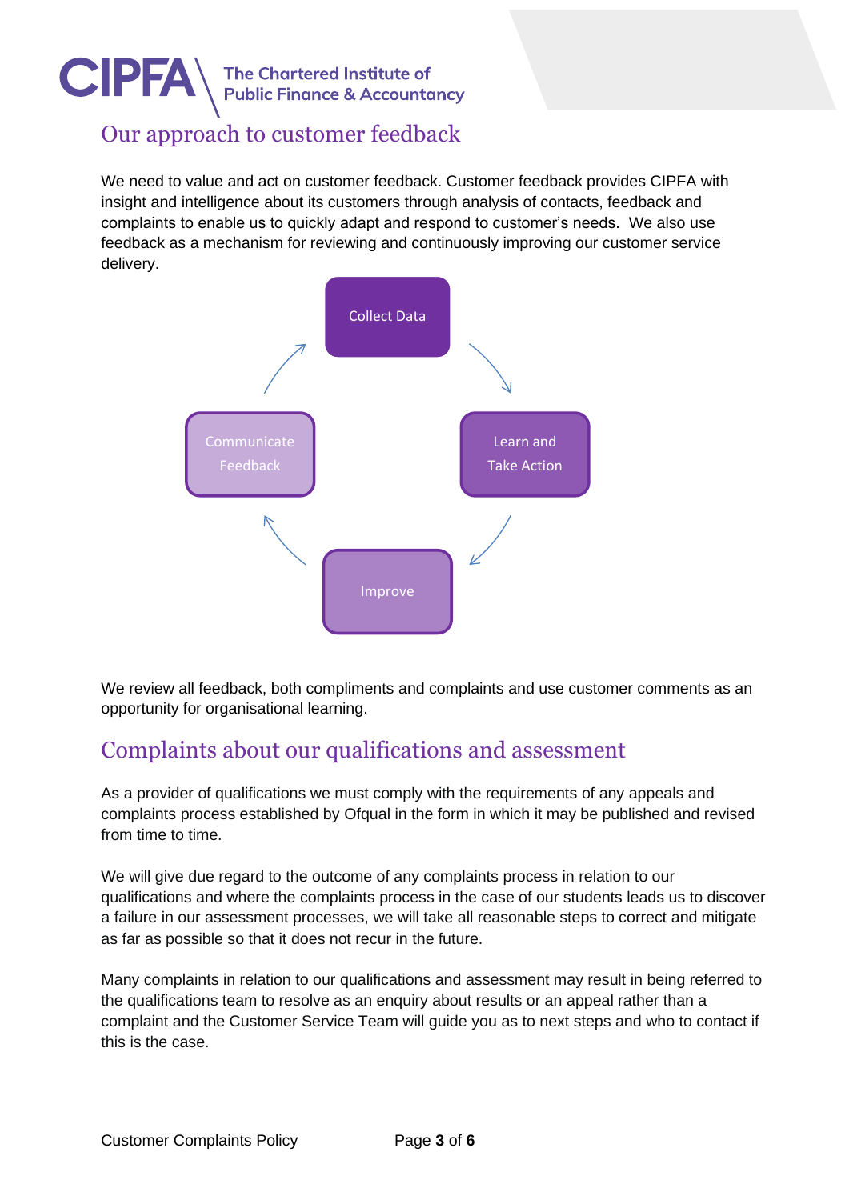## Our approach to customer feedback

We need to value and act on customer feedback. Customer feedback provides CIPFA with insight and intelligence about its customers through analysis of contacts, feedback and complaints to enable us to quickly adapt and respond to customer's needs. We also use feedback as a mechanism for reviewing and continuously improving our customer service delivery.

Collect Data → Learn and Take Action → Improve → Communicate Feedback → Collect Data

We review all feedback, both compliments and complaints and use customer comments as an opportunity for organisational learning.

## Complaints about our qualifications and assessment

As a provider of qualifications we must comply with the requirements of any appeals and complaints process established by Ofqual in the form in which it may be published and revised from time to time.

We will give due regard to the outcome of any complaints process in relation to our qualifications and where the complaints process in the case of our students leads us to discover a failure in our assessment processes, we will take all reasonable steps to correct and mitigate as far as possible so that it does not recur in the future.

Many complaints in relation to our qualifications and assessment may result in being referred to the qualifications team to resolve as an enquiry about results or an appeal rather than a complaint and the Customer Service Team will guide you as to next steps and who to contact if this is the case.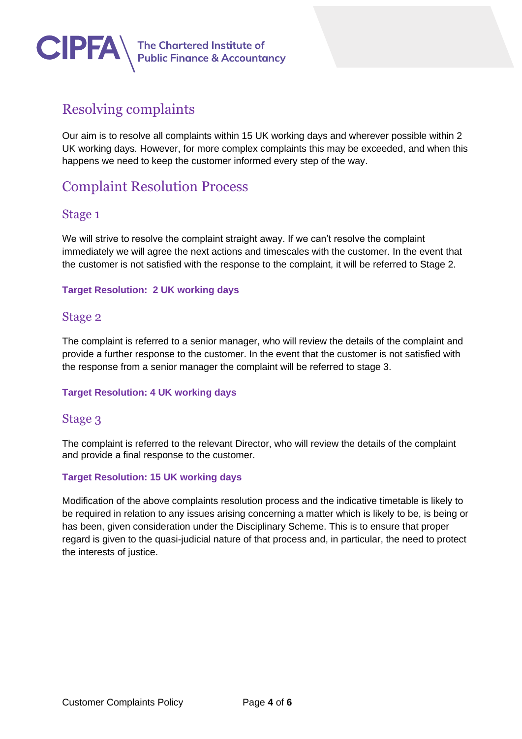## Resolving complaints

Our aim is to resolve all complaints within 15 UK working days and wherever possible within 2 UK working days. However, for more complex complaints this may be exceeded, and when this happens we need to keep the customer informed every step of the way.

## Complaint Resolution Process

### Stage 1

We will strive to resolve the complaint straight away. If we can't resolve the complaint immediately we will agree the next actions and timescales with the customer. In the event that the customer is not satisfied with the response to the complaint, it will be referred to Stage 2.

**Target Resolution: 2 UK working days**

### Stage 2

The complaint is referred to a senior manager, who will review the details of the complaint and provide a further response to the customer. In the event that the customer is not satisfied with the response from a senior manager the complaint will be referred to stage 3.

**Target Resolution: 4 UK working days**

### Stage 3

The complaint is referred to the relevant Director, who will review the details of the complaint and provide a final response to the customer.

**Target Resolution: 15 UK working days**

Modification of the above complaints resolution process and the indicative timetable is likely to be required in relation to any issues arising concerning a matter which is likely to be, is being or has been, given consideration under the Disciplinary Scheme. This is to ensure that proper regard is given to the quasi-judicial nature of that process and, in particular, the need to protect the interests of justice.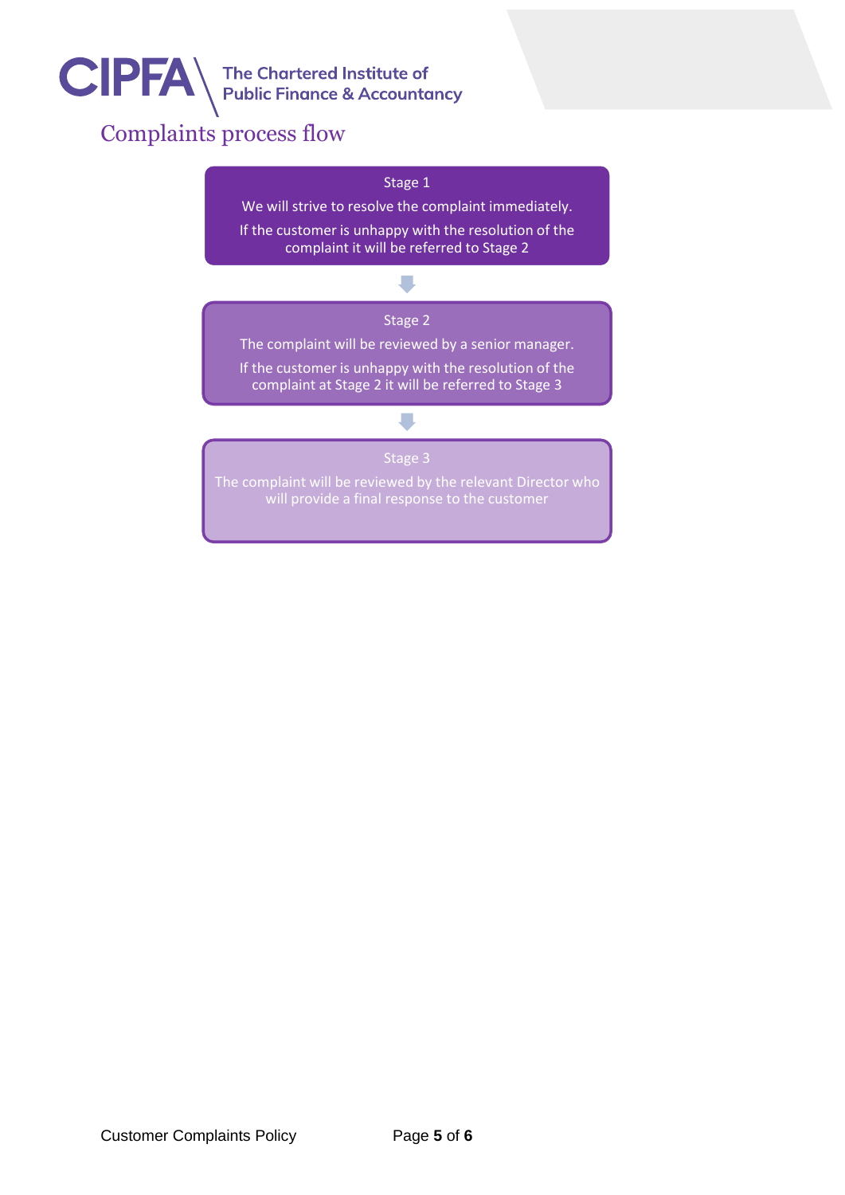## Complaints process flow

**Stage 1**

We will strive to resolve the complaint immediately.

If the customer is unhappy with the resolution of the complaint it will be referred to Stage 2

↓

**Stage 2**

The complaint will be reviewed by a senior manager.

If the customer is unhappy with the resolution of the complaint at Stage 2 it will be referred to Stage 3

↓

**Stage 3**

The complaint will be reviewed by the relevant Director who will provide a final response to the customer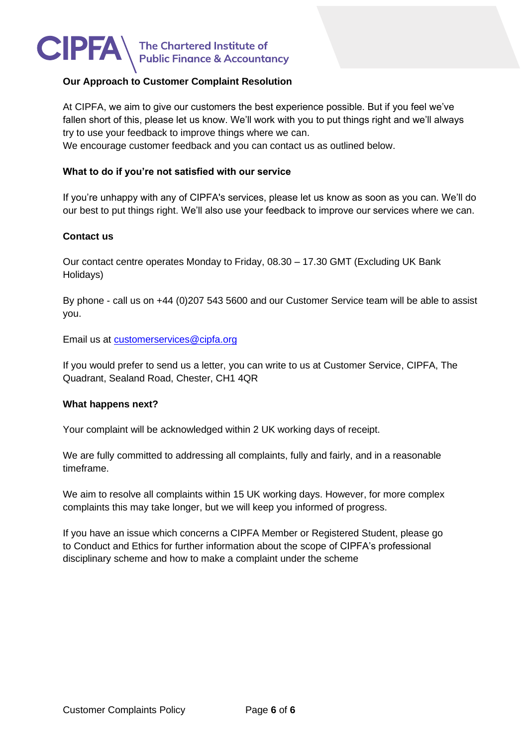## Our Approach to Customer Complaint Resolution

At CIPFA, we aim to give our customers the best experience possible. But if you feel we've fallen short of this, please let us know. We'll work with you to put things right and we'll always try to use your feedback to improve things where we can.
We encourage customer feedback and you can contact us as outlined below.

### What to do if you're not satisfied with our service

If you're unhappy with any of CIPFA's services, please let us know as soon as you can. We'll do our best to put things right. We'll also use your feedback to improve our services where we can.

### Contact us

Our contact centre operates Monday to Friday, 08.30 – 17.30 GMT (Excluding UK Bank Holidays)

By phone - call us on +44 (0)207 543 5600 and our Customer Service team will be able to assist you.

Email us at customerservices@cipfa.org

If you would prefer to send us a letter, you can write to us at Customer Service, CIPFA, The Quadrant, Sealand Road, Chester, CH1 4QR

### What happens next?

Your complaint will be acknowledged within 2 UK working days of receipt.

We are fully committed to addressing all complaints, fully and fairly, and in a reasonable timeframe.

We aim to resolve all complaints within 15 UK working days. However, for more complex complaints this may take longer, but we will keep you informed of progress.

If you have an issue which concerns a CIPFA Member or Registered Student, please go to Conduct and Ethics for further information about the scope of CIPFA's professional disciplinary scheme and how to make a complaint under the scheme